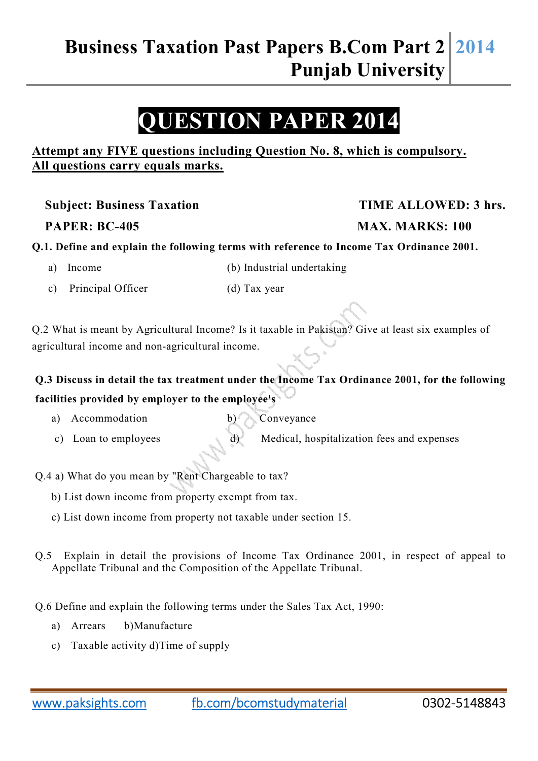# Business Taxation Past Papers B.Com Part 2 Punjab University 2014

# QUESTION PAPER 2014

**Attempt any FIVE questions including Question No. 8, which is compulsory. All questions carry equals marks.**

**Subject: Business Taxation** — **TIME ALLOWED: 3 hrs.**

**PAPER: BC-405** — **MAX. MARKS: 100**

**Q.1. Define and explain the following terms with reference to Income Tax Ordinance 2001.**

a) Income
(b) Industrial undertaking
c) Principal Officer
(d) Tax year

Q.2 What is meant by Agricultural Income? Is it taxable in Pakistan? Give at least six examples of agricultural income and non-agricultural income.

**Q.3 Discuss in detail the tax treatment under the Income Tax Ordinance 2001, for the following facilities provided by employer to the employee's**

a) Accommodation
b) Conveyance
c) Loan to employees
d) Medical, hospitalization fees and expenses

Q.4 a) What do you mean by "Rent Chargeable to tax?

b) List down income from property exempt from tax.

c) List down income from property not taxable under section 15.

Q.5 Explain in detail the provisions of Income Tax Ordinance 2001, in respect of appeal to Appellate Tribunal and the Composition of the Appellate Tribunal.

Q.6 Define and explain the following terms under the Sales Tax Act, 1990:

a) Arrears b)Manufacture

c) Taxable activity d)Time of supply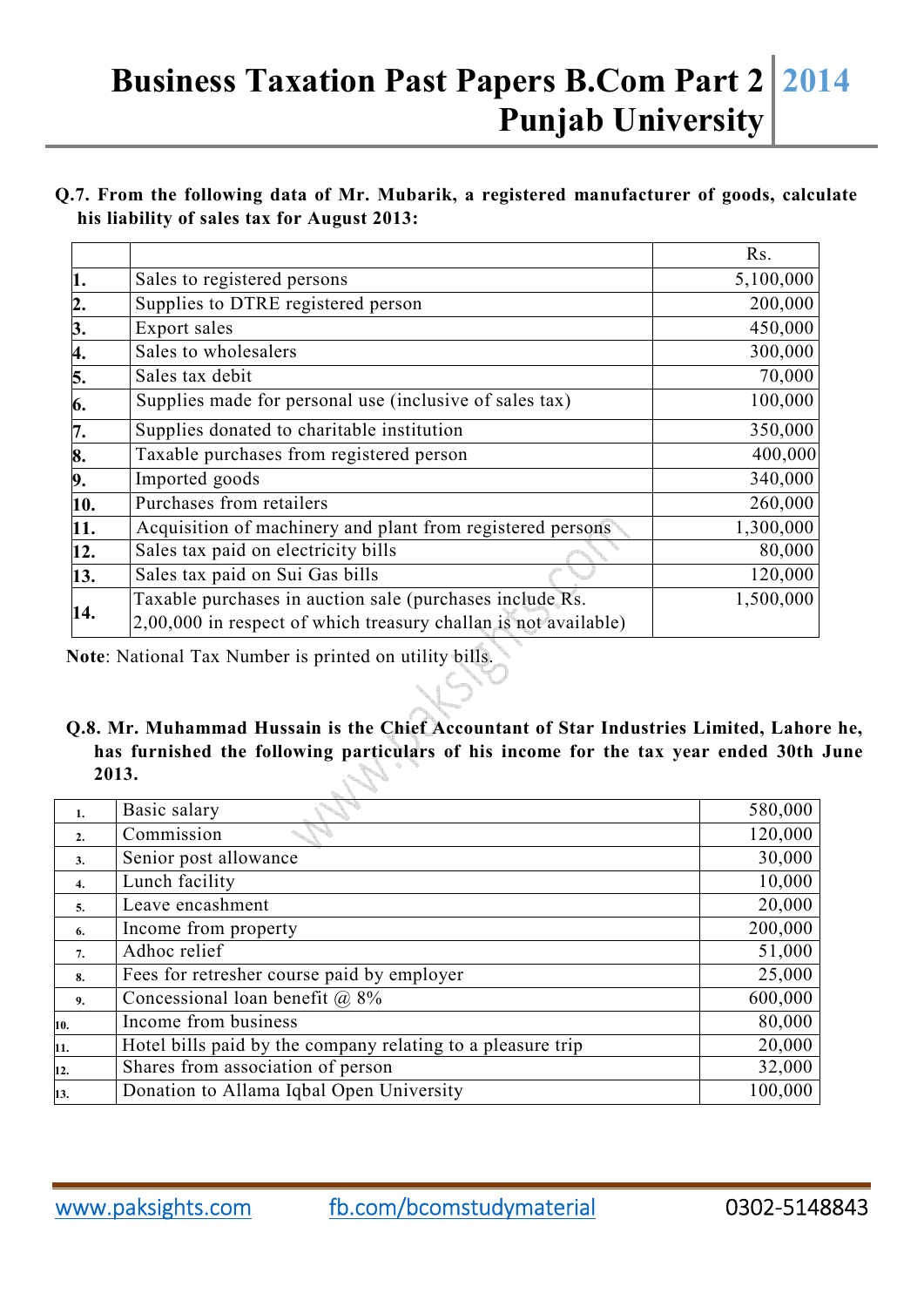**Q.7. From the following data of Mr. Mubarik, a registered manufacturer of goods, calculate his liability of sales tax for August 2013:**

| | | Rs. |
|---|---|---|
| **1.** | Sales to registered persons | 5,100,000 |
| **2.** | Supplies to DTRE registered person | 200,000 |
| **3.** | Export sales | 450,000 |
| **4.** | Sales to wholesalers | 300,000 |
| **5.** | Sales tax debit | 70,000 |
| **6.** | Supplies made for personal use (inclusive of sales tax) | 100,000 |
| **7.** | Supplies donated to charitable institution | 350,000 |
| **8.** | Taxable purchases from registered person | 400,000 |
| **9.** | Imported goods | 340,000 |
| **10.** | Purchases from retailers | 260,000 |
| **11.** | Acquisition of machinery and plant from registered persons | 1,300,000 |
| **12.** | Sales tax paid on electricity bills | 80,000 |
| **13.** | Sales tax paid on Sui Gas bills | 120,000 |
| **14.** | Taxable purchases in auction sale (purchases include Rs. 2,00,000 in respect of which treasury challan is not available) | 1,500,000 |

**Note**: National Tax Number is printed on utility bills.

**Q.8. Mr. Muhammad Hussain is the Chief Accountant of Star Industries Limited, Lahore he, has furnished the following particulars of his income for the tax year ended 30th June 2013.**

| | | |
|---|---|---|
| 1. | Basic salary | 580,000 |
| 2. | Commission | 120,000 |
| 3. | Senior post allowance | 30,000 |
| 4. | Lunch facility | 10,000 |
| 5. | Leave encashment | 20,000 |
| 6. | Income from property | 200,000 |
| 7. | Adhoc relief | 51,000 |
| 8. | Fees for retresher course paid by employer | 25,000 |
| 9. | Concessional loan benefit @ 8% | 600,000 |
| 10. | Income from business | 80,000 |
| 11. | Hotel bills paid by the company relating to a pleasure trip | 20,000 |
| 12. | Shares from association of person | 32,000 |
| 13. | Donation to Allama Iqbal Open University | 100,000 |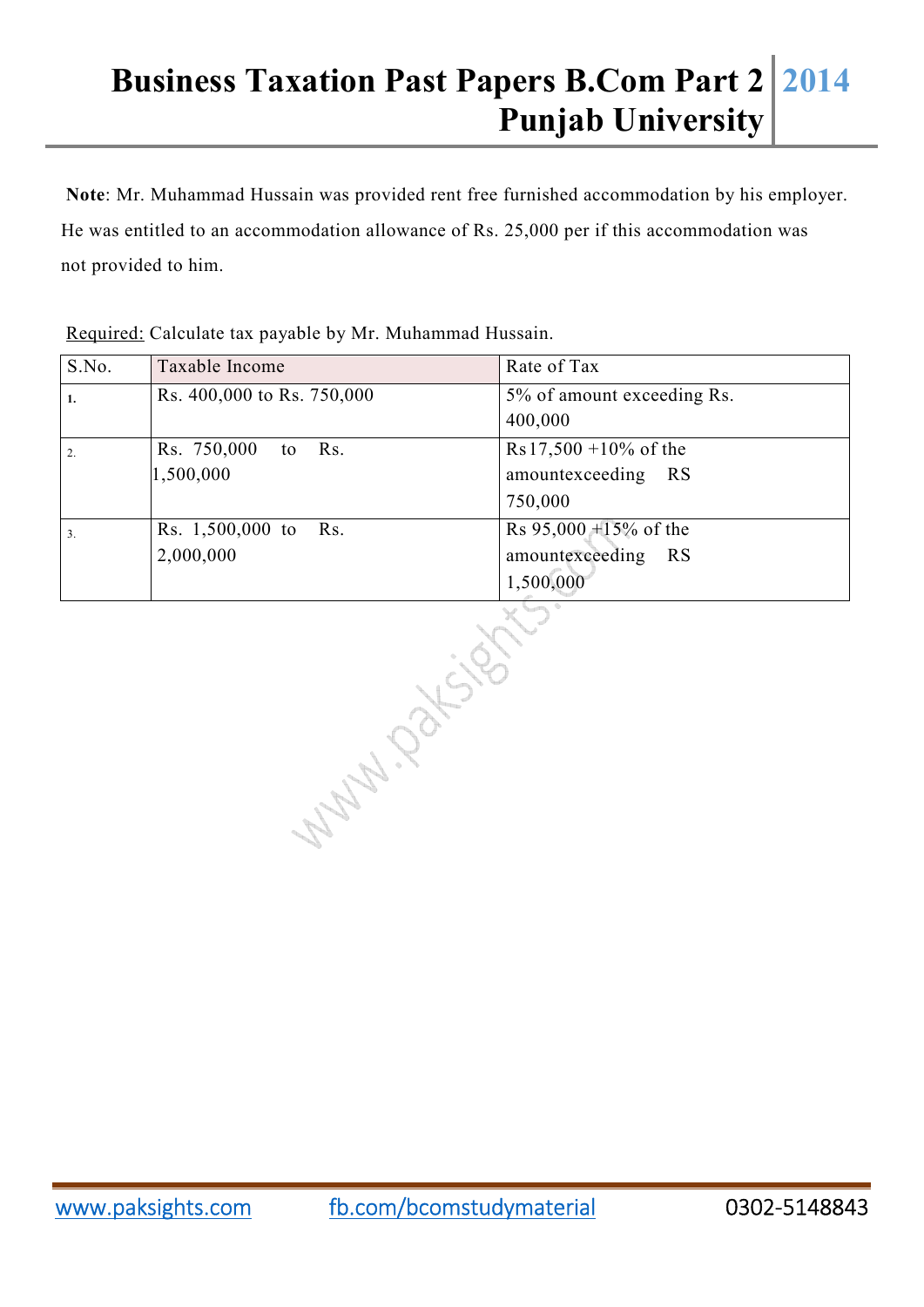**Note**: Mr. Muhammad Hussain was provided rent free furnished accommodation by his employer. He was entitled to an accommodation allowance of Rs. 25,000 per if this accommodation was not provided to him.

Required: Calculate tax payable by Mr. Muhammad Hussain.

| S.No. | Taxable Income | Rate of Tax |
|---|---|---|
| 1. | Rs. 400,000 to Rs. 750,000 | 5% of amount exceeding Rs. 400,000 |
| 2. | Rs. 750,000 to Rs. 1,500,000 | Rs17,500 +10% of the amountexceeding RS 750,000 |
| 3. | Rs. 1,500,000 to Rs. 2,000,000 | Rs 95,000 +15% of the amountexceeding RS 1,500,000 |